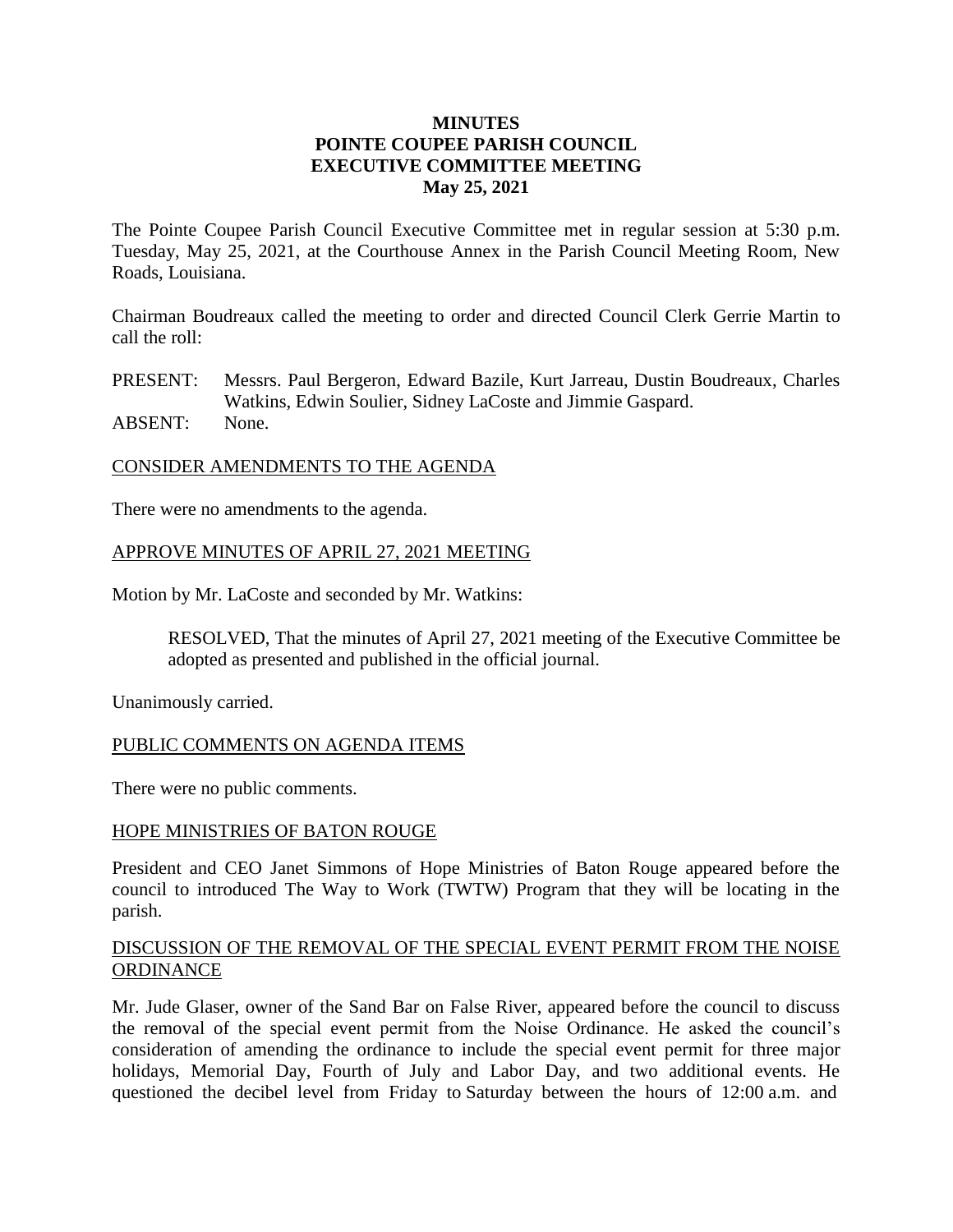# MINUTES
# POINTE COUPEE PARISH COUNCIL
# EXECUTIVE COMMITTEE MEETING
## May 25, 2021

The Pointe Coupee Parish Council Executive Committee met in regular session at 5:30 p.m. Tuesday, May 25, 2021, at the Courthouse Annex in the Parish Council Meeting Room, New Roads, Louisiana.

Chairman Boudreaux called the meeting to order and directed Council Clerk Gerrie Martin to call the roll:

PRESENT: Messrs. Paul Bergeron, Edward Bazile, Kurt Jarreau, Dustin Boudreaux, Charles Watkins, Edwin Soulier, Sidney LaCoste and Jimmie Gaspard.
ABSENT: None.

CONSIDER AMENDMENTS TO THE AGENDA

There were no amendments to the agenda.

APPROVE MINUTES OF APRIL 27, 2021 MEETING

Motion by Mr. LaCoste and seconded by Mr. Watkins:

> RESOLVED, That the minutes of April 27, 2021 meeting of the Executive Committee be adopted as presented and published in the official journal.

Unanimously carried.

PUBLIC COMMENTS ON AGENDA ITEMS

There were no public comments.

HOPE MINISTRIES OF BATON ROUGE

President and CEO Janet Simmons of Hope Ministries of Baton Rouge appeared before the council to introduced The Way to Work (TWTW) Program that they will be locating in the parish.

DISCUSSION OF THE REMOVAL OF THE SPECIAL EVENT PERMIT FROM THE NOISE ORDINANCE

Mr. Jude Glaser, owner of the Sand Bar on False River, appeared before the council to discuss the removal of the special event permit from the Noise Ordinance. He asked the council's consideration of amending the ordinance to include the special event permit for three major holidays, Memorial Day, Fourth of July and Labor Day, and two additional events. He questioned the decibel level from Friday to Saturday between the hours of 12:00 a.m. and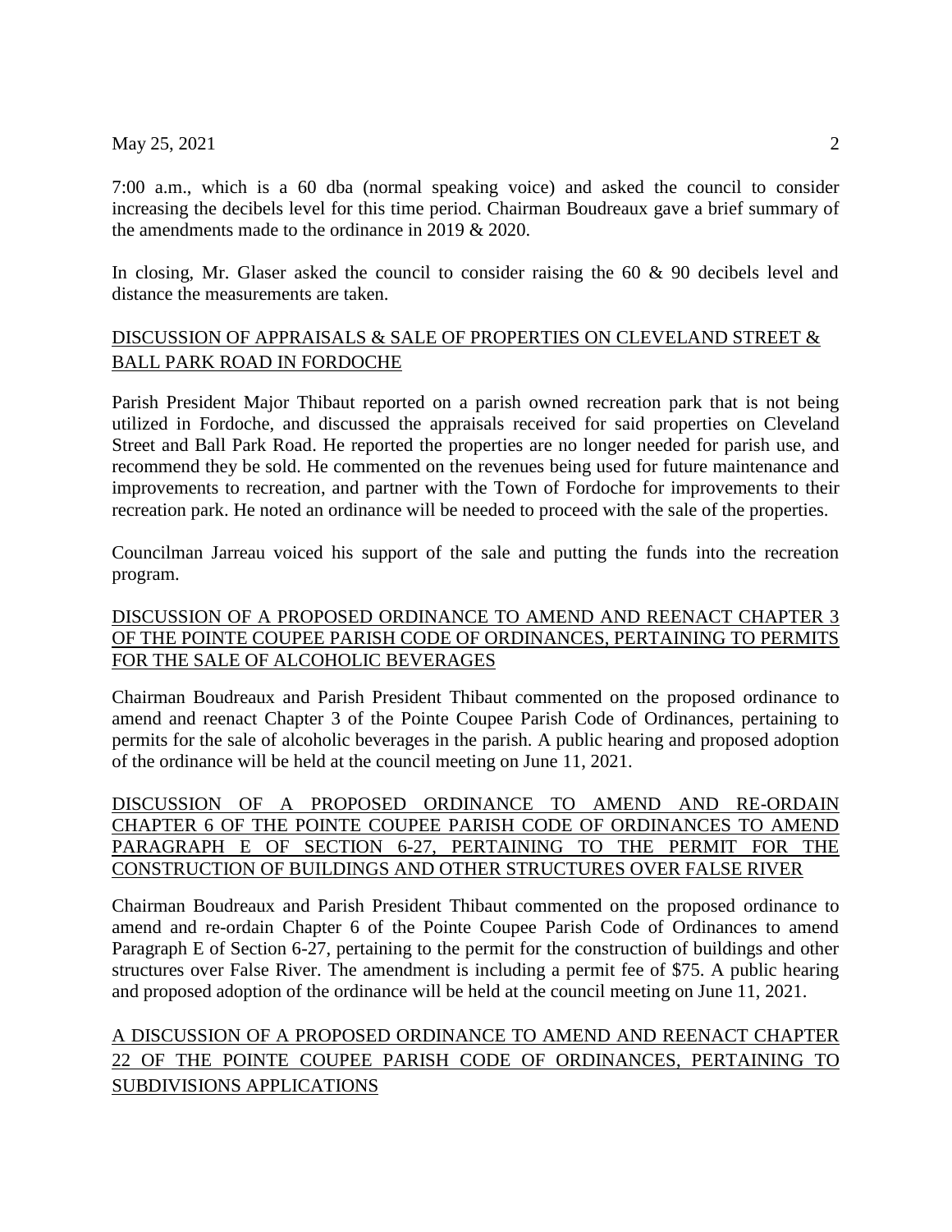7:00 a.m., which is a 60 dba (normal speaking voice) and asked the council to consider increasing the decibels level for this time period. Chairman Boudreaux gave a brief summary of the amendments made to the ordinance in 2019 & 2020.

In closing, Mr. Glaser asked the council to consider raising the 60 & 90 decibels level and distance the measurements are taken.

<u>DISCUSSION OF APPRAISALS & SALE OF PROPERTIES ON CLEVELAND STREET & BALL PARK ROAD IN FORDOCHE</u>

Parish President Major Thibaut reported on a parish owned recreation park that is not being utilized in Fordoche, and discussed the appraisals received for said properties on Cleveland Street and Ball Park Road. He reported the properties are no longer needed for parish use, and recommend they be sold. He commented on the revenues being used for future maintenance and improvements to recreation, and partner with the Town of Fordoche for improvements to their recreation park. He noted an ordinance will be needed to proceed with the sale of the properties.

Councilman Jarreau voiced his support of the sale and putting the funds into the recreation program.

<u>DISCUSSION OF A PROPOSED ORDINANCE TO AMEND AND REENACT CHAPTER 3 OF THE POINTE COUPEE PARISH CODE OF ORDINANCES, PERTAINING TO PERMITS FOR THE SALE OF ALCOHOLIC BEVERAGES</u>

Chairman Boudreaux and Parish President Thibaut commented on the proposed ordinance to amend and reenact Chapter 3 of the Pointe Coupee Parish Code of Ordinances, pertaining to permits for the sale of alcoholic beverages in the parish. A public hearing and proposed adoption of the ordinance will be held at the council meeting on June 11, 2021.

<u>DISCUSSION OF A PROPOSED ORDINANCE TO AMEND AND RE-ORDAIN CHAPTER 6 OF THE POINTE COUPEE PARISH CODE OF ORDINANCES TO AMEND PARAGRAPH E OF SECTION 6-27, PERTAINING TO THE PERMIT FOR THE CONSTRUCTION OF BUILDINGS AND OTHER STRUCTURES OVER FALSE RIVER</u>

Chairman Boudreaux and Parish President Thibaut commented on the proposed ordinance to amend and re-ordain Chapter 6 of the Pointe Coupee Parish Code of Ordinances to amend Paragraph E of Section 6-27, pertaining to the permit for the construction of buildings and other structures over False River. The amendment is including a permit fee of $75. A public hearing and proposed adoption of the ordinance will be held at the council meeting on June 11, 2021.

<u>A DISCUSSION OF A PROPOSED ORDINANCE TO AMEND AND REENACT CHAPTER 22 OF THE POINTE COUPEE PARISH CODE OF ORDINANCES, PERTAINING TO SUBDIVISIONS APPLICATIONS</u>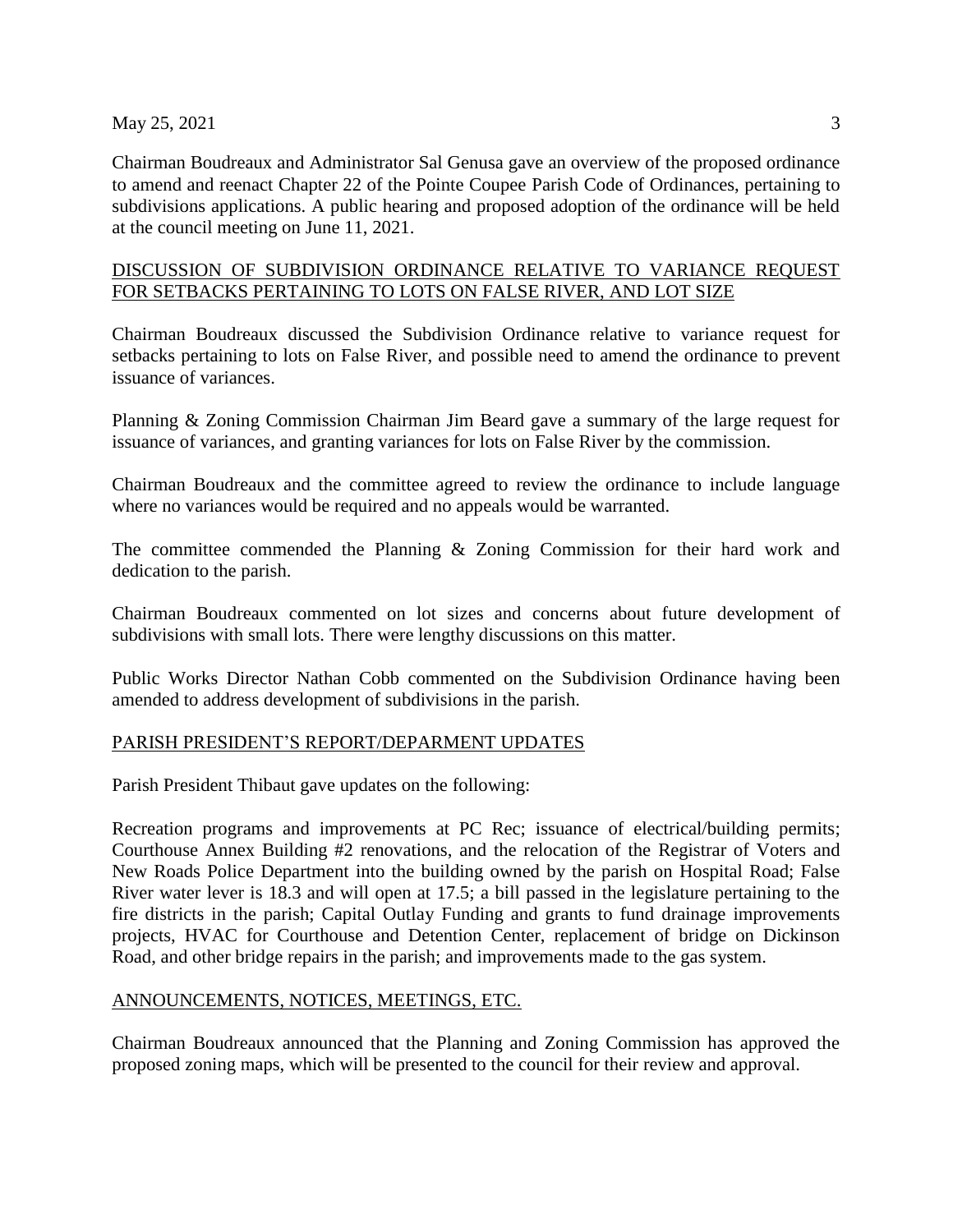Chairman Boudreaux and Administrator Sal Genusa gave an overview of the proposed ordinance to amend and reenact Chapter 22 of the Pointe Coupee Parish Code of Ordinances, pertaining to subdivisions applications. A public hearing and proposed adoption of the ordinance will be held at the council meeting on June 11, 2021.

## DISCUSSION OF SUBDIVISION ORDINANCE RELATIVE TO VARIANCE REQUEST FOR SETBACKS PERTAINING TO LOTS ON FALSE RIVER, AND LOT SIZE

Chairman Boudreaux discussed the Subdivision Ordinance relative to variance request for setbacks pertaining to lots on False River, and possible need to amend the ordinance to prevent issuance of variances.

Planning & Zoning Commission Chairman Jim Beard gave a summary of the large request for issuance of variances, and granting variances for lots on False River by the commission.

Chairman Boudreaux and the committee agreed to review the ordinance to include language where no variances would be required and no appeals would be warranted.

The committee commended the Planning & Zoning Commission for their hard work and dedication to the parish.

Chairman Boudreaux commented on lot sizes and concerns about future development of subdivisions with small lots. There were lengthy discussions on this matter.

Public Works Director Nathan Cobb commented on the Subdivision Ordinance having been amended to address development of subdivisions in the parish.

## PARISH PRESIDENT'S REPORT/DEPARMENT UPDATES

Parish President Thibaut gave updates on the following:

Recreation programs and improvements at PC Rec; issuance of electrical/building permits; Courthouse Annex Building #2 renovations, and the relocation of the Registrar of Voters and New Roads Police Department into the building owned by the parish on Hospital Road; False River water lever is 18.3 and will open at 17.5; a bill passed in the legislature pertaining to the fire districts in the parish; Capital Outlay Funding and grants to fund drainage improvements projects, HVAC for Courthouse and Detention Center, replacement of bridge on Dickinson Road, and other bridge repairs in the parish; and improvements made to the gas system.

## ANNOUNCEMENTS, NOTICES, MEETINGS, ETC.

Chairman Boudreaux announced that the Planning and Zoning Commission has approved the proposed zoning maps, which will be presented to the council for their review and approval.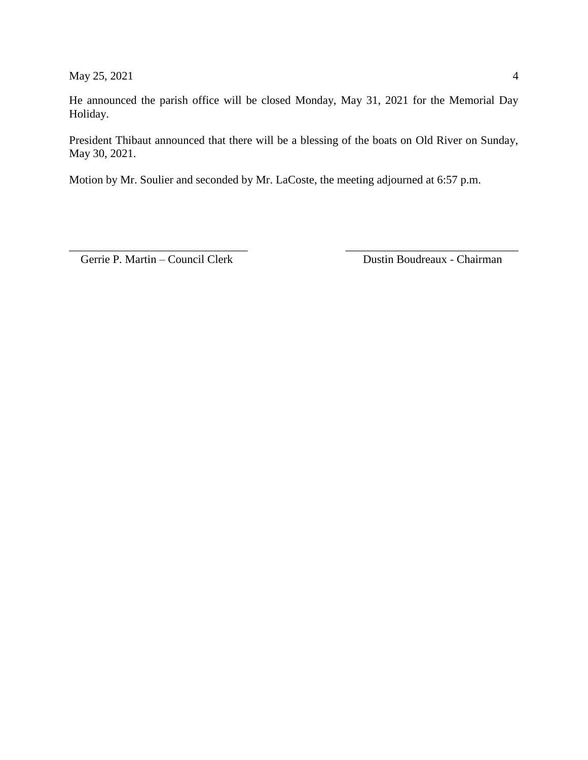He announced the parish office will be closed Monday, May 31, 2021 for the Memorial Day Holiday.

President Thibaut announced that there will be a blessing of the boats on Old River on Sunday, May 30, 2021.

Motion by Mr. Soulier and seconded by Mr. LaCoste, the meeting adjourned at 6:57 p.m.

| | |
|---|---|
| ______________________________ | ______________________________ |
| Gerrie P. Martin – Council Clerk | Dustin Boudreaux - Chairman |